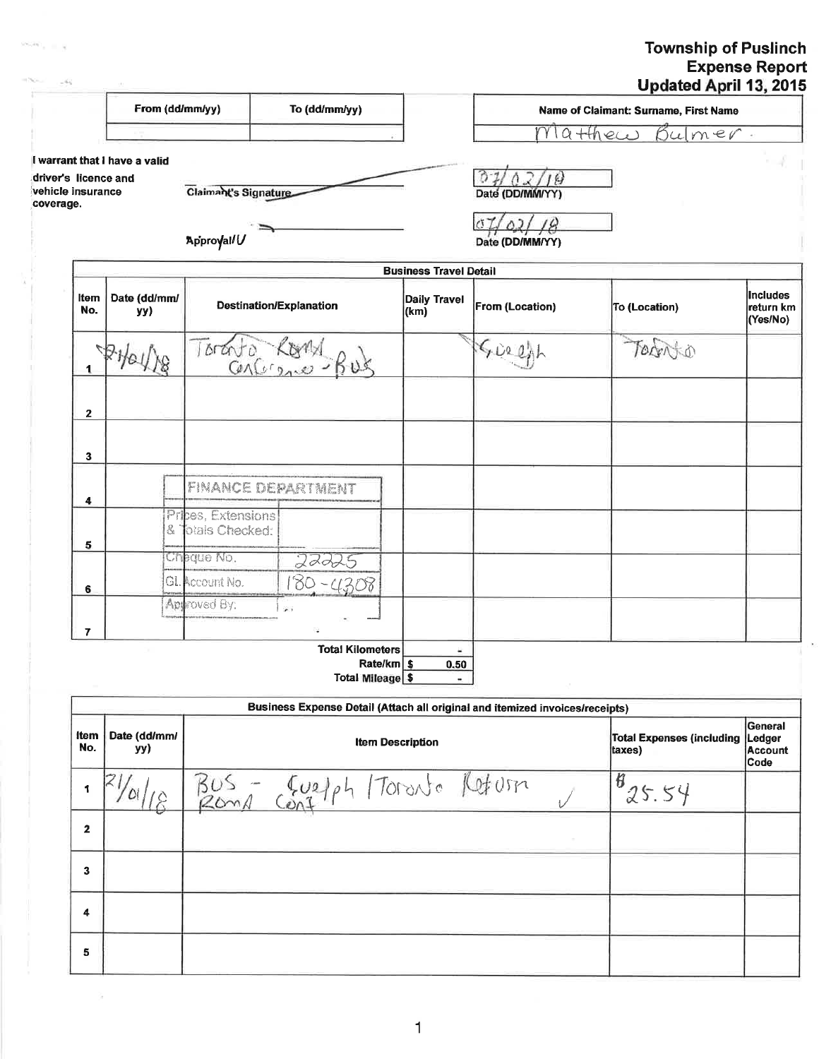# Township of Puslinch
## Expense Report
### Updated April 13, 2015

| From (dd/mm/yy) | To (dd/mm/yy) |
|---|---|
| | |

**Name of Claimant: Surname, First Name:** Matthew Bulmer.

I warrant that I have a valid driver's licence and vehicle insurance coverage.

Claimant's Signature: ________ Date (DD/MM/YY): 07/02/18

Approval: ________ Date (DD/MM/YY): 07/02/18

| Business Travel Detail | | | | | | |
|---|---|---|---|---|---|---|
| **Item No.** | **Date (dd/mm/yy)** | **Destination/Explanation** | **Daily Travel (km)** | **From (Location)** | **To (Location)** | **Includes return km (Yes/No)** |
| 1 | 21/01/18 | Toronto ROMA Conference - Bus | | Guelph | Toronto | |
| 2 | | | | | | |
| 3 | | | | | | |
| 4 | | | | | | |
| 5 | | | | | | |
| 6 | | | | | | |
| 7 | | | | | | |
| | | **Total Kilometers** | - | | | |
| | | **Rate/km** | $ 0.50 | | | |
| | | **Total Mileage** | $ - | | | |

FINANCE DEPARTMENT

| | |
|---|---|
| Prices, Extensions & Totals Checked: | |
| Cheque No. | 22225 |
| GL Account No. | 180-4308 |
| Approved By: | |

| Business Expense Detail (Attach all original and itemized invoices/receipts) | | | | |
|---|---|---|---|---|
| **Item No.** | **Date (dd/mm/yy)** | **Item Description** | **Total Expenses (including taxes)** | **General Ledger Account Code** |
| 1 | 21/01/18 | BUS - Guelph/Toronto Return ROMA Conf ✓ | $25.54 | |
| 2 | | | | |
| 3 | | | | |
| 4 | | | | |
| 5 | | | | |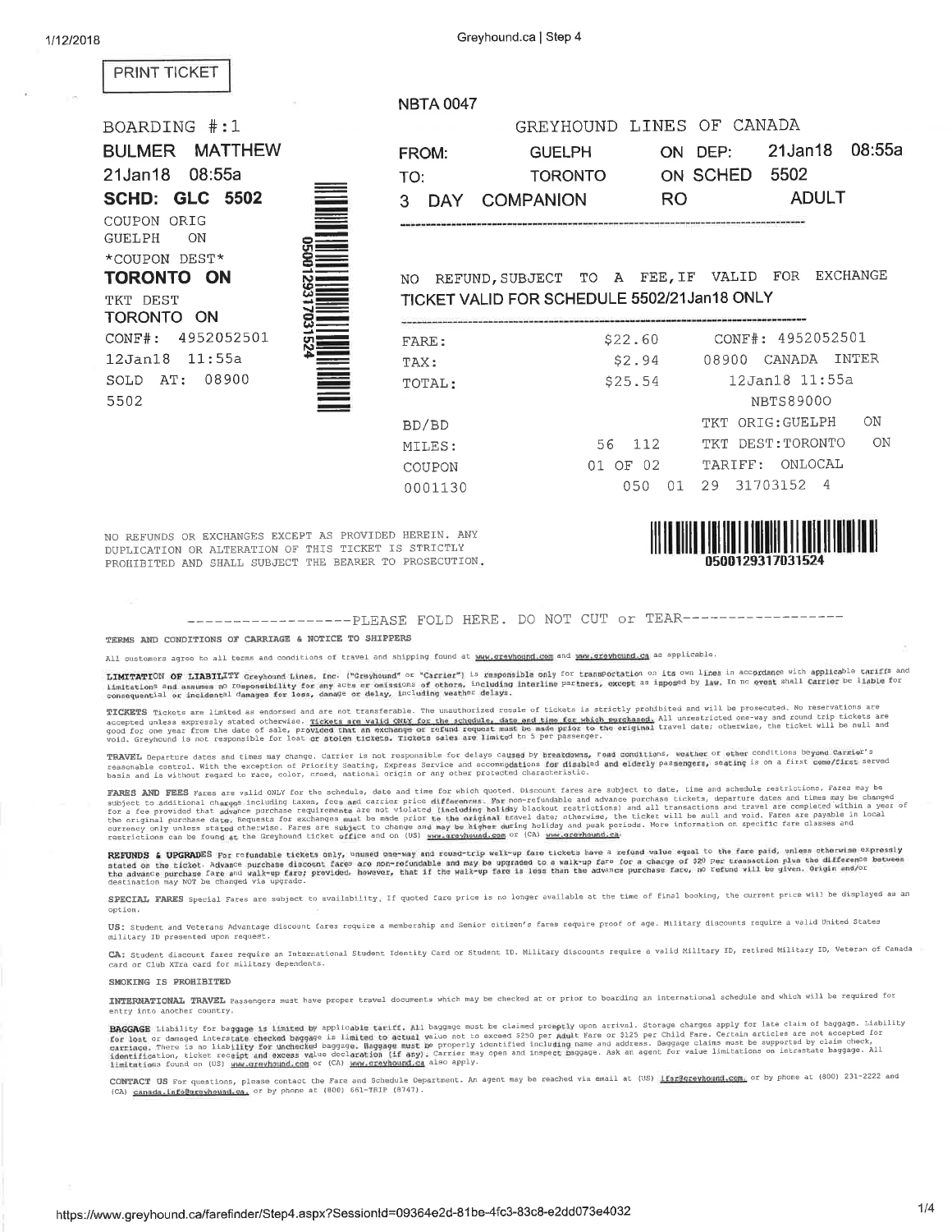PRINT TICKET

BOARDING #:1
**BULMER MATTHEW**
21Jan18 08:55a
**SCHD: GLC 5502**
COUPON ORIG
GUELPH ON
*COUPON DEST*
**TORONTO ON**
TKT DEST
TORONTO ON
CONF#: 4952052501
12Jan18 11:55a
SOLD AT: 08900
5502

0500129317031524

NBTA 0047

GREYHOUND LINES OF CANADA

| | | | |
|---|---|---|---|
| FROM: | GUELPH | ON DEP: | 21Jan18 08:55a |
| TO: | TORONTO | ON SCHED | 5502 |
| 3 DAY COMPANION | | RO | ADULT |

NO REFUND,SUBJECT TO A FEE,IF VALID FOR EXCHANGE
TICKET VALID FOR SCHEDULE 5502/21Jan18 ONLY

| | | |
|---|---|---|
| FARE: | $22.60 | CONF#: 4952052501 |
| TAX: | $2.94 | 08900 CANADA INTER |
| TOTAL: | $25.54 | 12Jan18 11:55a |
| | | NBTS89000 |
| BD/BD | | TKT ORIG:GUELPH ON |
| MILES: | 56 112 | TKT DEST:TORONTO ON |
| COUPON | 01 OF 02 | TARIFF: ONLOCAL |
| 0001130 | 050 01 | 29 31703152 4 |

NO REFUNDS OR EXCHANGES EXCEPT AS PROVIDED HEREIN. ANY DUPLICATION OR ALTERATION OF THIS TICKET IS STRICTLY PROHIBITED AND SHALL SUBJECT THE BEARER TO PROSECUTION.

0500129317031524

------------------PLEASE FOLD HERE. DO NOT CUT or TEAR------------------

TERMS AND CONDITIONS OF CARRIAGE & NOTICE TO SHIPPERS

All customers agree to all terms and conditions of travel and shipping found at www.greyhound.com and www.greyhound.ca as applicable.

**LIMITATION OF LIABILITY** Greyhound Lines, Inc. ("Greyhound" or "Carrier") is responsible only for transportation on its own lines in accordance with applicable tariffs and limitations and assumes no responsibility for any acts or omissions of others, including interline partners, except as imposed by law. In no event shall Carrier be liable for consequential or incidental damages for loss, damage or delay, including weather delays.

**TICKETS** Tickets are limited as endorsed and are not transferable. The unauthorized resale of tickets is strictly prohibited and will be prosecuted. No reservations are accepted unless expressly stated otherwise. Tickets are valid ONLY for the schedule, date and time for which purchased. All unrestricted one-way and round trip tickets are good for one year from the date of sale, provided that an exchange or refund request must be made prior to the original travel date; otherwise, the ticket will be null and void. Greyhound is not responsible for lost or stolen tickets. Tickets sales are limited to 5 per passenger.

**TRAVEL** Departure dates and times may change. Carrier is not responsible for delays caused by breakdowns, road conditions, weather or other conditions beyond Carrier's reasonable control. With the exception of Priority Seating, Express Service and accommodations for disabled and elderly passengers, seating is on a first come/first served basis and is without regard to race, color, creed, national origin or any other protected characteristic.

**FARES AND FEES** Fares are valid ONLY for the schedule, date and time for which quoted. Discount fares are subject to date, time and schedule restrictions. Fares may be subject to additional charges including taxes, fees and carrier price differences. For non-refundable and advance purchase tickets, departure dates and times may be changed for a fee provided that advance purchase requirements are not violated (including holiday blackout restrictions) and all transactions and travel are completed within a year of the original purchase date. Requests for exchanges must be made prior to the original travel date; otherwise, the ticket will be null and void. Fares are payable in local currency only unless stated otherwise. Fares are subject to change and may be higher during holiday and peak periods. More information on specific fare classes and restrictions can be found at the Greyhound ticket office and on (US) www.greyhound.com or (CA) www.greyhound.ca.

**REFUNDS & UPGRADES** For refundable tickets only, unused one-way and round-trip walk-up fare tickets have a refund value equal to the fare paid, unless otherwise expressly stated on the ticket. Advance purchase discount fares are non-refundable and may be upgraded to a walk-up fare for a charge of $20 per transaction plus the difference between the advance purchase fare and walk-up fare; provided, however, that if the walk-up fare is less than the advance purchase fare, no refund will be given. Origin and/or destination may NOT be changed via upgrade.

**SPECIAL FARES** Special Fares are subject to availability. If quoted fare price is no longer available at the time of final booking, the current price will be displayed as an option.

**US:** Student and Veterans Advantage discount fares require a membership and Senior citizen's fares require proof of age. Military discounts require a valid United States military ID presented upon request.

**CA:** Student discount fares require an International Student Identity Card or Student ID. Military discounts require a valid Military ID, retired Military ID, Veteran of Canada card or Club XTra card for military dependents.

**SMOKING IS PROHIBITED**

**INTERNATIONAL TRAVEL** Passengers must have proper travel documents which may be checked at or prior to boarding an international schedule and which will be required for entry into another country.

**BAGGAGE** Liability for baggage is limited by applicable tariff. All baggage must be claimed promptly upon arrival. Storage charges apply for late claim of baggage. Liability for lost or damaged interstate checked baggage is limited to actual value not to exceed $250 per Adult Fare or $125 per Child Fare. Certain articles are not accepted for carriage. There is no liability for unchecked baggage. Baggage must be properly identified including name and address. Baggage claims must be supported by claim check, identification, ticket receipt and excess value declaration (if any). Carrier may open and inspect baggage. Ask an agent for value limitations on intrastate baggage. All limitations found on (US) www.greyhound.com or (CA) www.greyhound.ca also apply.

**CONTACT US** For questions, please contact the Fare and Schedule Department. An agent may be reached via email at (US) ifsr@greyhound.com, or by phone at (800) 231-2222 and (CA) canada.info@greyhound.ca, or by phone at (800) 661-TRIP (8747).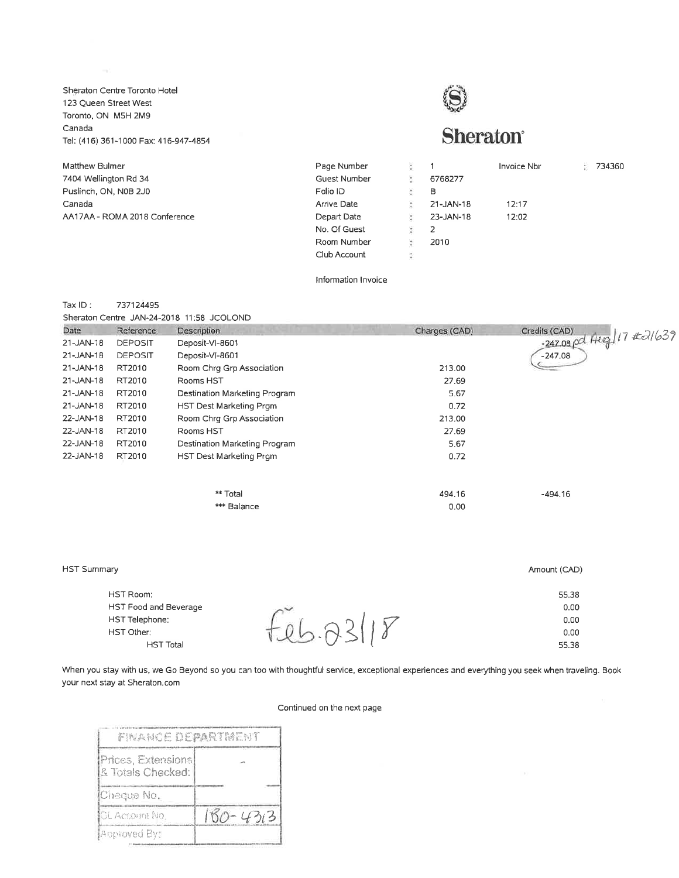Sheraton Centre Toronto Hotel
123 Queen Street West
Toronto, ON M5H 2M9
Canada
Tel: (416) 361-1000 Fax: 416-947-4854

**Sheraton**®

Matthew Bulmer
7404 Wellington Rd 34
Puslinch, ON, N0B 2J0
Canada
AA17AA - ROMA 2018 Conference

| | | | | | |
|---|---|---|---|---|---|
| Page Number | : | 1 | | Invoice Nbr | : 734360 |
| Guest Number | : | 6768277 | | | |
| Folio ID | : | B | | | |
| Arrive Date | : | 21-JAN-18 | 12:17 | | |
| Depart Date | : | 23-JAN-18 | 12:02 | | |
| No. Of Guest | : | 2 | | | |
| Room Number | : | 2010 | | | |
| Club Account | : | | | | |

Information Invoice

Tax ID : 737124495
Sheraton Centre JAN-24-2018 11:58 JCOLOND

| Date | Reference | Description | Charges (CAD) | Credits (CAD) |
|---|---|---|---|---|
| 21-JAN-18 | DEPOSIT | Deposit-VI-8601 | | -247.08 pd Aug/17 #21639 |
| 21-JAN-18 | DEPOSIT | Deposit-VI-8601 | | -247.08 |
| 21-JAN-18 | RT2010 | Room Chrg Grp Association | 213.00 | |
| 21-JAN-18 | RT2010 | Rooms HST | 27.69 | |
| 21-JAN-18 | RT2010 | Destination Marketing Program | 5.67 | |
| 21-JAN-18 | RT2010 | HST Dest Marketing Prgm | 0.72 | |
| 22-JAN-18 | RT2010 | Room Chrg Grp Association | 213.00 | |
| 22-JAN-18 | RT2010 | Rooms HST | 27.69 | |
| 22-JAN-18 | RT2010 | Destination Marketing Program | 5.67 | |
| 22-JAN-18 | RT2010 | HST Dest Marketing Prgm | 0.72 | |
| | | ** Total | 494.16 | -494.16 |
| | | *** Balance | 0.00 | |

| HST Summary | Amount (CAD) |
|---|---|
| HST Room: | 55.38 |
| HST Food and Beverage | 0.00 |
| HST Telephone: | 0.00 |
| HST Other: | 0.00 |
| HST Total | 55.38 |

Feb.23/18

When you stay with us, we Go Beyond so you can too with thoughtful service, exceptional experiences and everything you seek when traveling. Book your next stay at Sheraton.com

Continued on the next page

| FINANCE DEPARTMENT | |
|---|---|
| Prices, Extensions & Totals Checked: | – |
| Cheque No. | |
| GL Account No. | 180-4313 |
| Approved By: | |